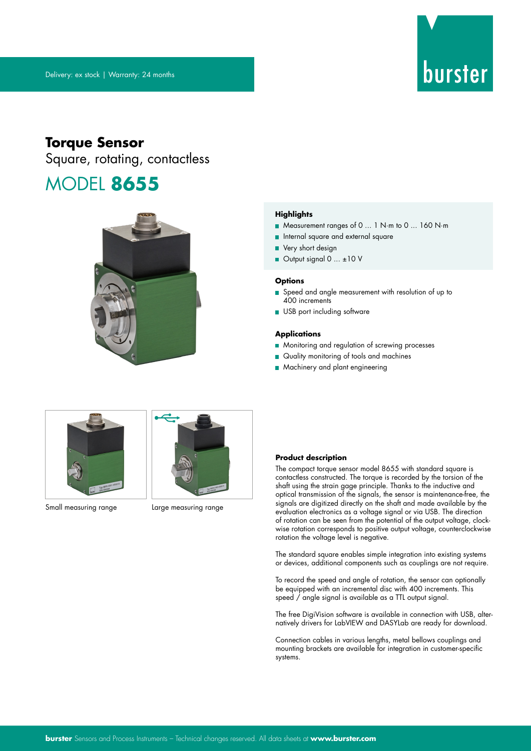Delivery: ex stock | Warranty: 24 months

# Torque Sensor

Square, rotating, contactless

## MODEL **8655**

### Highlights

- Measurement ranges of 0 ... 1 N·m to 0 ... 160 N·m
- Internal square and external square
- Very short design
- Output signal 0 ... ±10 V

### Options

- Speed and angle measurement with resolution of up to 400 increments
- USB port including software

### Applications

- Monitoring and regulation of screwing processes
- Quality monitoring of tools and machines
- Machinery and plant engineering

Small measuring range

Large measuring range

### Product description

The compact torque sensor model 8655 with standard square is contactless constructed. The torque is recorded by the torsion of the shaft using the strain gage principle. Thanks to the inductive and optical transmission of the signals, the sensor is maintenance-free, the signals are digitized directly on the shaft and made available by the evaluation electronics as a voltage signal or via USB. The direction of rotation can be seen from the potential of the output voltage, clockwise rotation corresponds to positive output voltage, counterclockwise rotation the voltage level is negative.

The standard square enables simple integration into existing systems or devices, additional components such as couplings are not require.

To record the speed and angle of rotation, the sensor can optionally be equipped with an incremental disc with 400 increments. This speed / angle signal is available as a TTL output signal.

The free DigiVision software is available in connection with USB, alternatively drivers for LabVIEW and DASYLab are ready for download.

Connection cables in various lengths, metal bellows couplings and mounting brackets are available for integration in customer-specific systems.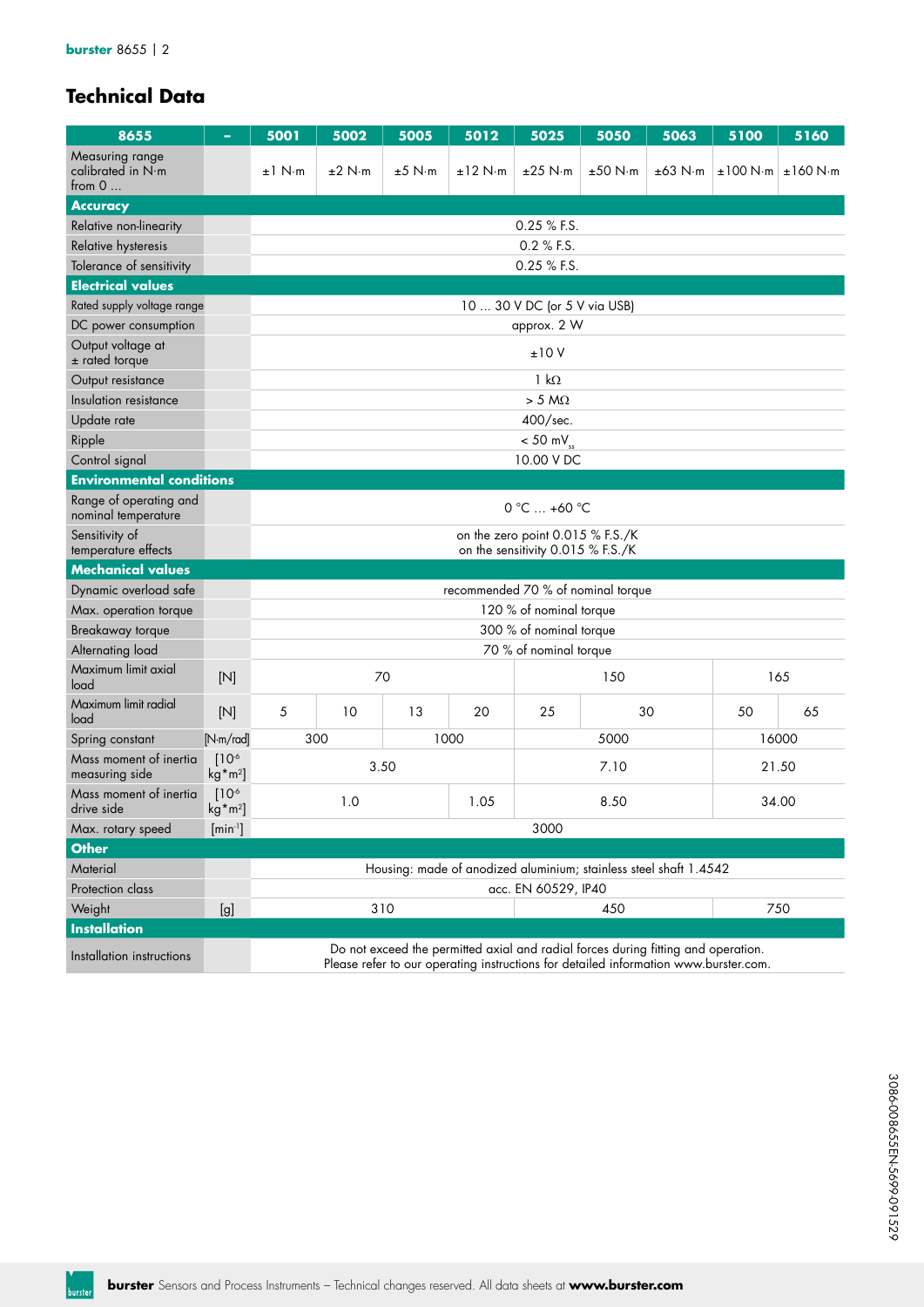## Technical Data

| 8655 | – | 5001 | 5002 | 5005 | 5012 | 5025 | 5050 | 5063 | 5100 | 5160 |
|---|---|---|---|---|---|---|---|---|---|---|
| Measuring range calibrated in N·m from 0 ... | | ±1 N·m | ±2 N·m | ±5 N·m | ±12 N·m | ±25 N·m | ±50 N·m | ±63 N·m | ±100 N·m | ±160 N·m |
| **Accuracy** | | | | | | | | | | |
| Relative non-linearity | | 0.25 % F.S. | | | | | | | | |
| Relative hysteresis | | 0.2 % F.S. | | | | | | | | |
| Tolerance of sensitivity | | 0.25 % F.S. | | | | | | | | |
| **Electrical values** | | | | | | | | | | |
| Rated supply voltage range | | 10 ... 30 V DC (or 5 V via USB) | | | | | | | | |
| DC power consumption | | approx. 2 W | | | | | | | | |
| Output voltage at ± rated torque | | ±10 V | | | | | | | | |
| Output resistance | | 1 kΩ | | | | | | | | |
| Insulation resistance | | > 5 MΩ | | | | | | | | |
| Update rate | | 400/sec. | | | | | | | | |
| Ripple | | < 50 $mV_{ss}$ | | | | | | | | |
| Control signal | | 10.00 V DC | | | | | | | | |
| **Environmental conditions** | | | | | | | | | | |
| Range of operating and nominal temperature | | 0 °C ... +60 °C | | | | | | | | |
| Sensitivity of temperature effects | | on the zero point 0.015 % F.S./K<br>on the sensitivity 0.015 % F.S./K | | | | | | | | |
| **Mechanical values** | | | | | | | | | | |
| Dynamic overload safe | | recommended 70 % of nominal torque | | | | | | | | |
| Max. operation torque | | 120 % of nominal torque | | | | | | | | |
| Breakaway torque | | 300 % of nominal torque | | | | | | | | |
| Alternating load | | 70 % of nominal torque | | | | | | | | |
| Maximum limit axial load | [N] | 70 | | | | 150 | | | 165 | |
| Maximum limit radial load | [N] | 5 | 10 | 13 | 20 | 25 | 30 | | 50 | 65 |
| Spring constant | [N·m/rad] | 300 | | 1000 | | 5000 | | | 16000 | |
| Mass moment of inertia measuring side | [$10^{-6}$ kg*m²] | 3.50 | | | | 7.10 | | | 21.50 | |
| Mass moment of inertia drive side | [$10^{-6}$ kg*m²] | 1.0 | | | 1.05 | 8.50 | | | 34.00 | |
| Max. rotary speed | [$min^{-1}$] | 3000 | | | | | | | | |
| **Other** | | | | | | | | | | |
| Material | | Housing: made of anodized aluminium; stainless steel shaft 1.4542 | | | | | | | | |
| Protection class | | acc. EN 60529, IP40 | | | | | | | | |
| Weight | [g] | 310 | | | | 450 | | | 750 | |
| **Installation** | | | | | | | | | | |
| Installation instructions | | Do not exceed the permitted axial and radial forces during fitting and operation.<br>Please refer to our operating instructions for detailed information www.burster.com. | | | | | | | | |

3086-008655EN-5699-091529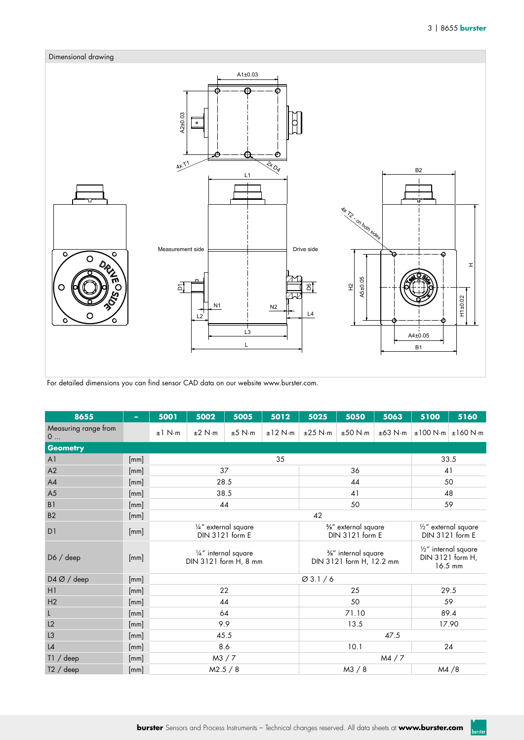## Dimensional drawing

For detailed dimensions you can find sensor CAD data on our website www.burster.com.

| 8655 | – | 5001 | 5002 | 5005 | 5012 | 5025 | 5050 | 5063 | 5100 | 5160 |
|---|---|---|---|---|---|---|---|---|---|---|
| Measuring range from 0 ... | | ±1 N·m | ±2 N·m | ±5 N·m | ±12 N·m | ±25 N·m | ±50 N·m | ±63 N·m | ±100 N·m | ±160 N·m |
| **Geometry** | | | | | | | | | | |
| A1 | [mm] | 35 | | | | | | | 33.5 | |
| A2 | [mm] | 37 | | | | 36 | | | 41 | |
| A4 | [mm] | 28.5 | | | | 44 | | | 50 | |
| A5 | [mm] | 38.5 | | | | 41 | | | 48 | |
| B1 | [mm] | 44 | | | | 50 | | | 59 | |
| B2 | [mm] | 42 | | | | | | | | |
| D1 | [mm] | ¼" external square DIN 3121 form E | | | | ⅜" external square DIN 3121 form E | | | ½" external square DIN 3121 form E | |
| D6 / deep | [mm] | ¼" internal square DIN 3121 form H, 8 mm | | | | ⅜" internal square DIN 3121 form H, 12.2 mm | | | ½" internal square DIN 3121 form H, 16.5 mm | |
| D4 Ø / deep | [mm] | Ø 3.1 / 6 | | | | | | | | |
| H1 | [mm] | 22 | | | | 25 | | | 29.5 | |
| H2 | [mm] | 44 | | | | 50 | | | 59 | |
| L | [mm] | 64 | | | | 71.10 | | | 89.4 | |
| L2 | [mm] | 9.9 | | | | 13.5 | | | 17.90 | |
| L3 | [mm] | 45.5 | | | | 47.5 | | | | |
| L4 | [mm] | 8.6 | | | | 10.1 | | | 24 | |
| T1 / deep | [mm] | M3 / 7 | | | | M4 / 7 | | | | |
| T2 / deep | [mm] | M2.5 / 8 | | | | M3 / 8 | | | M4 /8 | |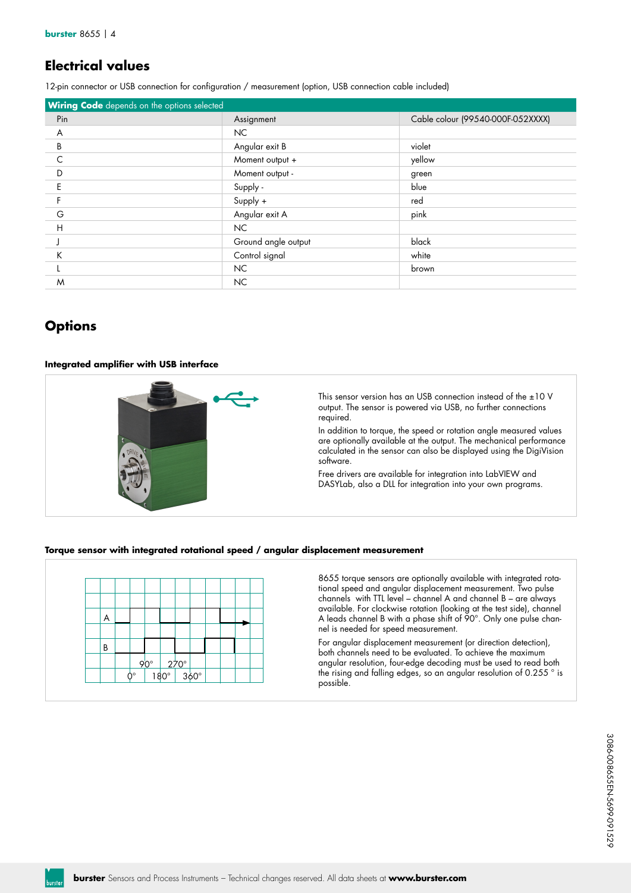## Electrical values

12-pin connector or USB connection for configuration / measurement (option, USB connection cable included)

| **Wiring Code** depends on the options selected | | |
|---|---|---|
| Pin | Assignment | Cable colour (99540-000F-052XXXX) |
| A | NC | |
| B | Angular exit B | violet |
| C | Moment output + | yellow |
| D | Moment output - | green |
| E | Supply - | blue |
| F | Supply + | red |
| G | Angular exit A | pink |
| H | NC | |
| J | Ground angle output | black |
| K | Control signal | white |
| L | NC | brown |
| M | NC | |

## Options

### Integrated amplifier with USB interface

This sensor version has an USB connection instead of the ±10 V output. The sensor is powered via USB, no further connections required.

In addition to torque, the speed or rotation angle measured values are optionally available at the output. The mechanical performance calculated in the sensor can also be displayed using the DigiVision software.

Free drivers are available for integration into LabVIEW and DASYLab, also a DLL for integration into your own programs.

### Torque sensor with integrated rotational speed / angular displacement measurement

A

B

90° 270°

0° 180° 360°

8655 torque sensors are optionally available with integrated rotational speed and angular displacement measurement. Two pulse channels with TTL level – channel A and channel B – are always available. For clockwise rotation (looking at the test side), channel A leads channel B with a phase shift of 90°. Only one pulse channel is needed for speed measurement.

For angular displacement measurement (or direction detection), both channels need to be evaluated. To achieve the maximum angular resolution, four-edge decoding must be used to read both the rising and falling edges, so an angular resolution of 0.255 ° is possible.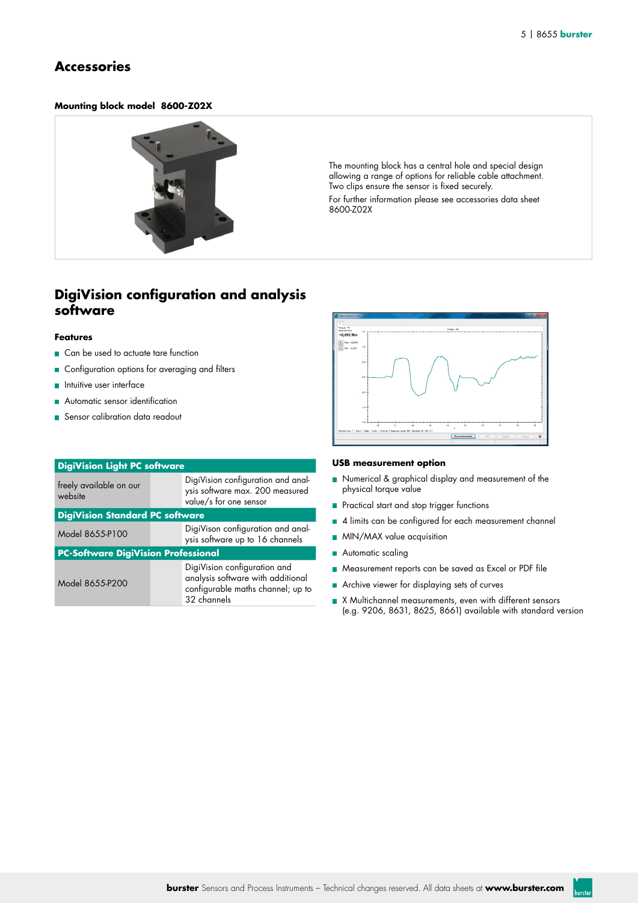# Accessories

### Mounting block model 8600-Z02X

The mounting block has a central hole and special design allowing a range of options for reliable cable attachment. Two clips ensure the sensor is fixed securely.

For further information please see accessories data sheet 8600-Z02X

## DigiVision configuration and analysis software

### Features

- Can be used to actuate tare function
- Configuration options for averaging and filters
- Intuitive user interface
- Automatic sensor identification
- Sensor calibration data readout

| DigiVision Light PC software | |
|---|---|
| freely available on our website | DigiVision configuration and analysis software max. 200 measured value/s for one sensor |
| **DigiVision Standard PC software** | |
| Model 8655-P100 | DigiVison configuration and analysis software up to 16 channels |
| **PC-Software DigiVision Professional** | |
| Model 8655-P200 | DigiVision configuration and analysis software with additional configurable maths channel; up to 32 channels |

### USB measurement option

- Numerical & graphical display and measurement of the physical torque value
- Practical start and stop trigger functions
- 4 limits can be configured for each measurement channel
- MIN/MAX value acquisition
- Automatic scaling
- Measurement reports can be saved as Excel or PDF file
- Archive viewer for displaying sets of curves
- X Multichannel measurements, even with different sensors (e.g. 9206, 8631, 8625, 8661) available with standard version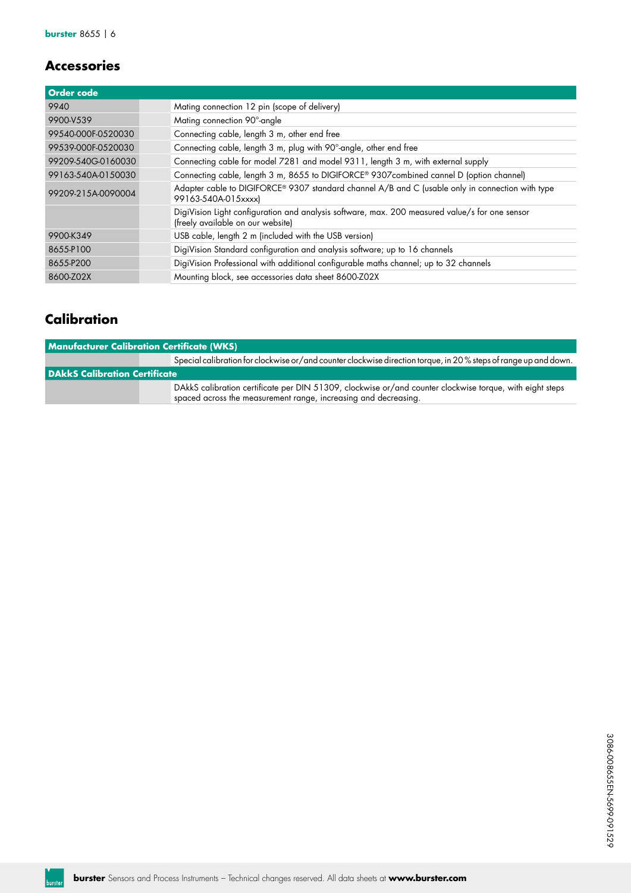## Accessories

| Order code | |
|---|---|
| 9940 | Mating connection 12 pin (scope of delivery) |
| 9900-V539 | Mating connection 90°-angle |
| 99540-000F-0520030 | Connecting cable, length 3 m, other end free |
| 99539-000F-0520030 | Connecting cable, length 3 m, plug with 90°-angle, other end free |
| 99209-540G-0160030 | Connecting cable for model 7281 and model 9311, length 3 m, with external supply |
| 99163-540A-0150030 | Connecting cable, length 3 m, 8655 to DIGIFORCE® 9307combined cannel D (option channel) |
| 99209-215A-0090004 | Adapter cable to DIGIFORCE® 9307 standard channel A/B and C (usable only in connection with type 99163-540A-015xxxx) |
| | DigiVision Light configuration and analysis software, max. 200 measured value/s for one sensor (freely available on our website) |
| 9900-K349 | USB cable, length 2 m (included with the USB version) |
| 8655-P100 | DigiVision Standard configuration and analysis software; up to 16 channels |
| 8655-P200 | DigiVision Professional with additional configurable maths channel; up to 32 channels |
| 8600-Z02X | Mounting block, see accessories data sheet 8600-Z02X |

## Calibration

| Manufacturer Calibration Certificate (WKS) | |
|---|---|
| | Special calibration for clockwise or/and counter clockwise direction torque, in 20 % steps of range up and down. |
| **DAkkS Calibration Certificate** | |
| | DAkkS calibration certificate per DIN 51309, clockwise or/and counter clockwise torque, with eight steps spaced across the measurement range, increasing and decreasing. |

3086-008655EN-5699-091529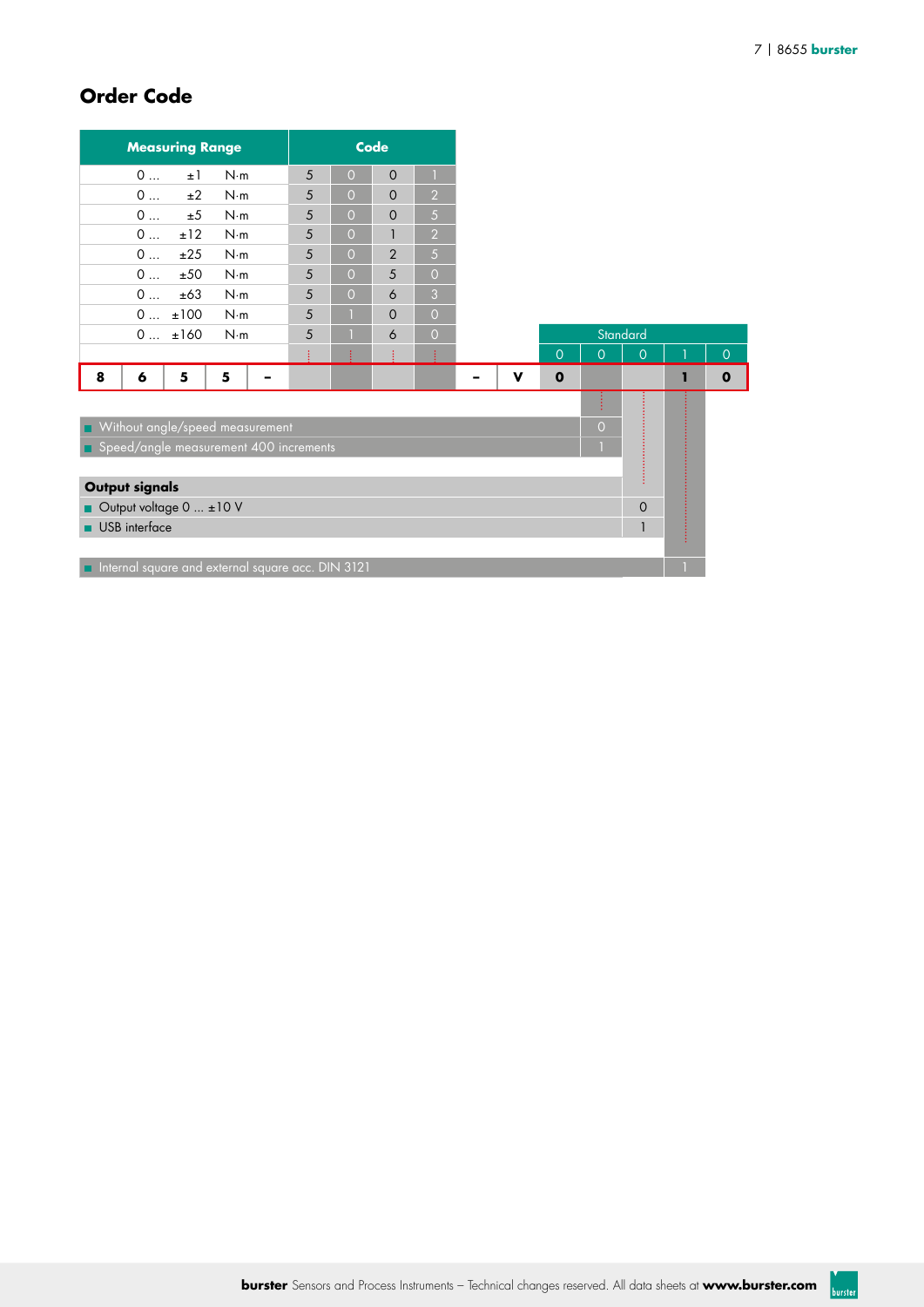## Order Code

| Measuring Range | Code | | | |
|---|---|---|---|---|
| 0 ... ±1 N·m | 5 | 0 | 0 | 1 |
| 0 ... ±2 N·m | 5 | 0 | 0 | 2 |
| 0 ... ±5 N·m | 5 | 0 | 0 | 5 |
| 0 ... ±12 N·m | 5 | 0 | 1 | 2 |
| 0 ... ±25 N·m | 5 | 0 | 2 | 5 |
| 0 ... ±50 N·m | 5 | 0 | 5 | 0 |
| 0 ... ±63 N·m | 5 | 0 | 6 | 3 |
| 0 ... ±100 N·m | 5 | 1 | 0 | 0 |
| 0 ... ±160 N·m | 5 | 1 | 6 | 0 |

Standard: 0 0 0 1 0

**8 6 5 5 – _ _ _ _ – V 0 _ _ 1 0**

| | Code |
|---|---|
| Without angle/speed measurement | 0 |
| Speed/angle measurement 400 increments | 1 |
| **Output signals** | |
| Output voltage 0 ... ±10 V | 0 |
| USB interface | 1 |
| Internal square and external square acc. DIN 3121 | 1 |

**burster** Sensors and Process Instruments – Technical changes reserved. All data sheets at **www.burster.com**